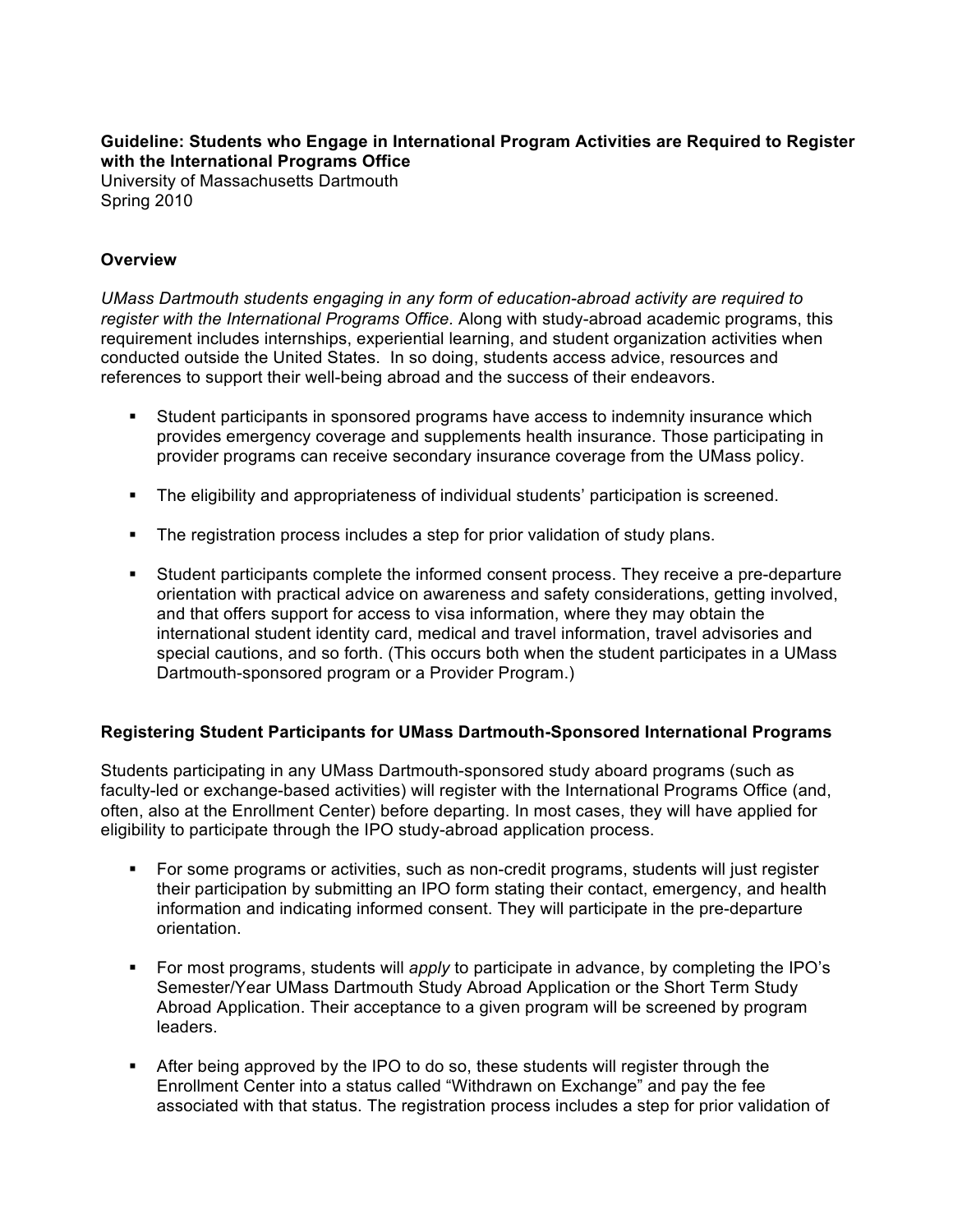**Guideline: Students who Engage in International Program Activities are Required to Register with the International Programs Office**
University of Massachusetts Dartmouth
Spring 2010

## Overview

*UMass Dartmouth students engaging in any form of education-abroad activity are required to register with the International Programs Office.* Along with study-abroad academic programs, this requirement includes internships, experiential learning, and student organization activities when conducted outside the United States. In so doing, students access advice, resources and references to support their well-being abroad and the success of their endeavors.

- Student participants in sponsored programs have access to indemnity insurance which provides emergency coverage and supplements health insurance. Those participating in provider programs can receive secondary insurance coverage from the UMass policy.
- The eligibility and appropriateness of individual students' participation is screened.
- The registration process includes a step for prior validation of study plans.
- Student participants complete the informed consent process. They receive a pre-departure orientation with practical advice on awareness and safety considerations, getting involved, and that offers support for access to visa information, where they may obtain the international student identity card, medical and travel information, travel advisories and special cautions, and so forth. (This occurs both when the student participates in a UMass Dartmouth-sponsored program or a Provider Program.)

## Registering Student Participants for UMass Dartmouth-Sponsored International Programs

Students participating in any UMass Dartmouth-sponsored study aboard programs (such as faculty-led or exchange-based activities) will register with the International Programs Office (and, often, also at the Enrollment Center) before departing. In most cases, they will have applied for eligibility to participate through the IPO study-abroad application process.

- For some programs or activities, such as non-credit programs, students will just register their participation by submitting an IPO form stating their contact, emergency, and health information and indicating informed consent. They will participate in the pre-departure orientation.
- For most programs, students will *apply* to participate in advance, by completing the IPO's Semester/Year UMass Dartmouth Study Abroad Application or the Short Term Study Abroad Application. Their acceptance to a given program will be screened by program leaders.
- After being approved by the IPO to do so, these students will register through the Enrollment Center into a status called "Withdrawn on Exchange" and pay the fee associated with that status. The registration process includes a step for prior validation of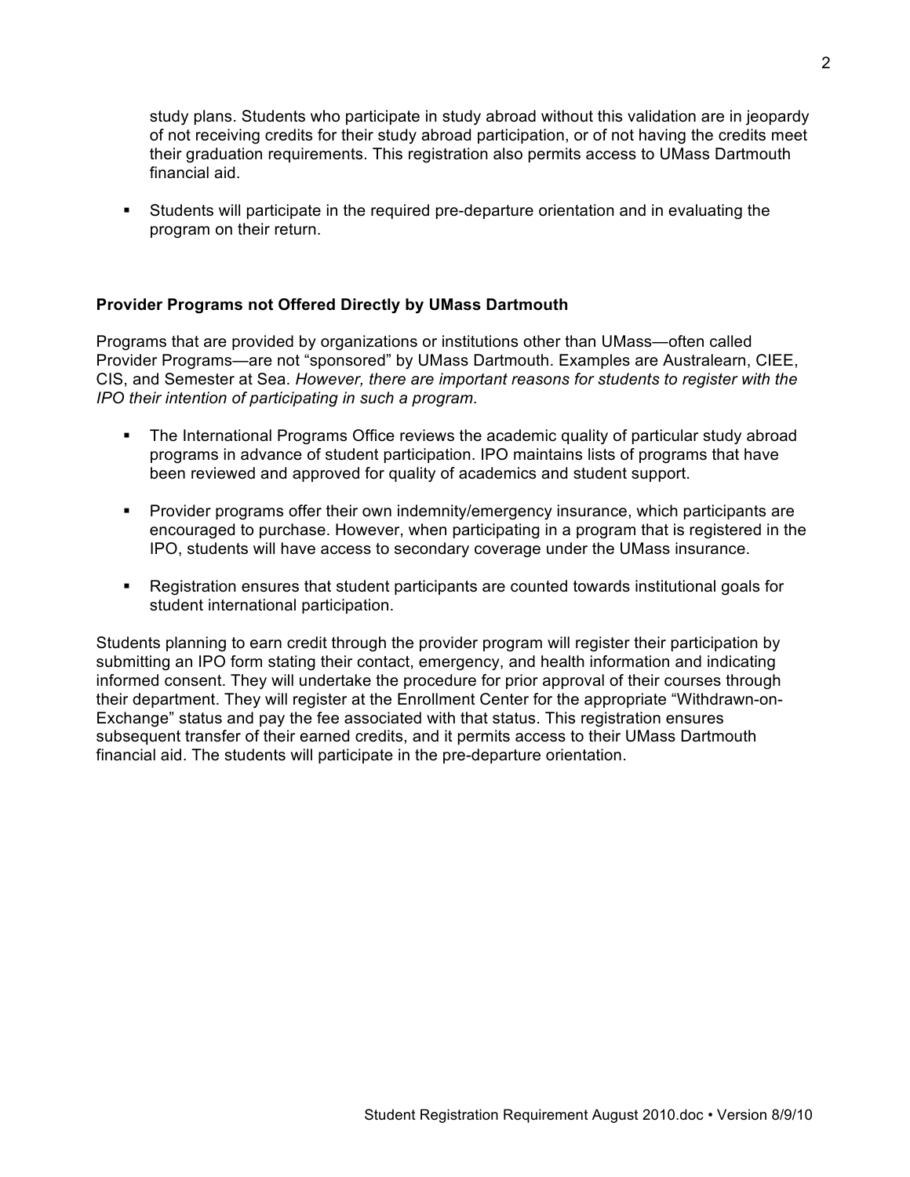study plans. Students who participate in study abroad without this validation are in jeopardy of not receiving credits for their study abroad participation, or of not having the credits meet their graduation requirements. This registration also permits access to UMass Dartmouth financial aid.

- Students will participate in the required pre-departure orientation and in evaluating the program on their return.

**Provider Programs not Offered Directly by UMass Dartmouth**

Programs that are provided by organizations or institutions other than UMass—often called Provider Programs—are not "sponsored" by UMass Dartmouth. Examples are Australearn, CIEE, CIS, and Semester at Sea. *However, there are important reasons for students to register with the IPO their intention of participating in such a program.*

- The International Programs Office reviews the academic quality of particular study abroad programs in advance of student participation. IPO maintains lists of programs that have been reviewed and approved for quality of academics and student support.
- Provider programs offer their own indemnity/emergency insurance, which participants are encouraged to purchase. However, when participating in a program that is registered in the IPO, students will have access to secondary coverage under the UMass insurance.
- Registration ensures that student participants are counted towards institutional goals for student international participation.

Students planning to earn credit through the provider program will register their participation by submitting an IPO form stating their contact, emergency, and health information and indicating informed consent. They will undertake the procedure for prior approval of their courses through their department. They will register at the Enrollment Center for the appropriate "Withdrawn-on-Exchange" status and pay the fee associated with that status. This registration ensures subsequent transfer of their earned credits, and it permits access to their UMass Dartmouth financial aid. The students will participate in the pre-departure orientation.